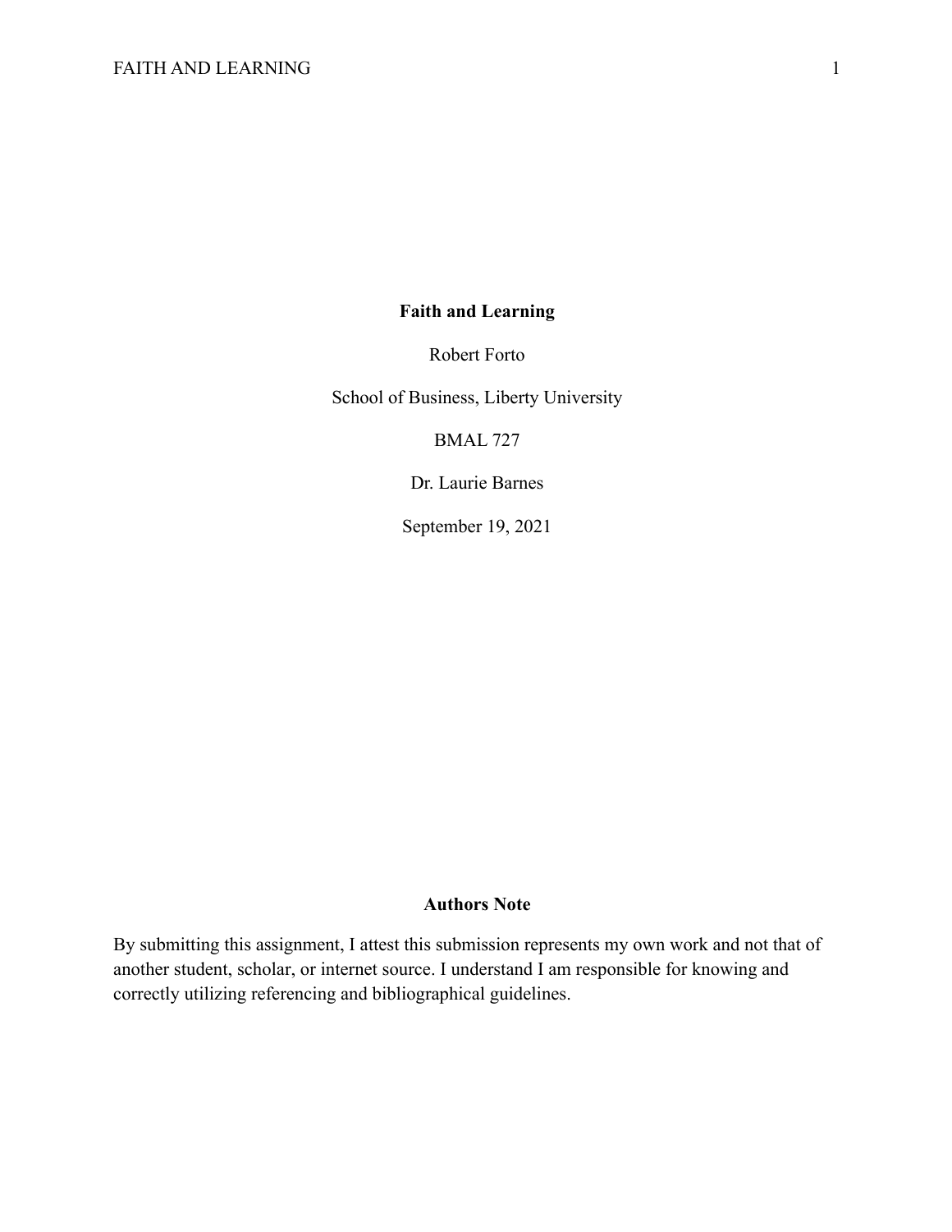**Faith and Learning**

Robert Forto

School of Business, Liberty University

BMAL 727

Dr. Laurie Barnes

September 19, 2021

**Authors Note**

By submitting this assignment, I attest this submission represents my own work and not that of another student, scholar, or internet source. I understand I am responsible for knowing and correctly utilizing referencing and bibliographical guidelines.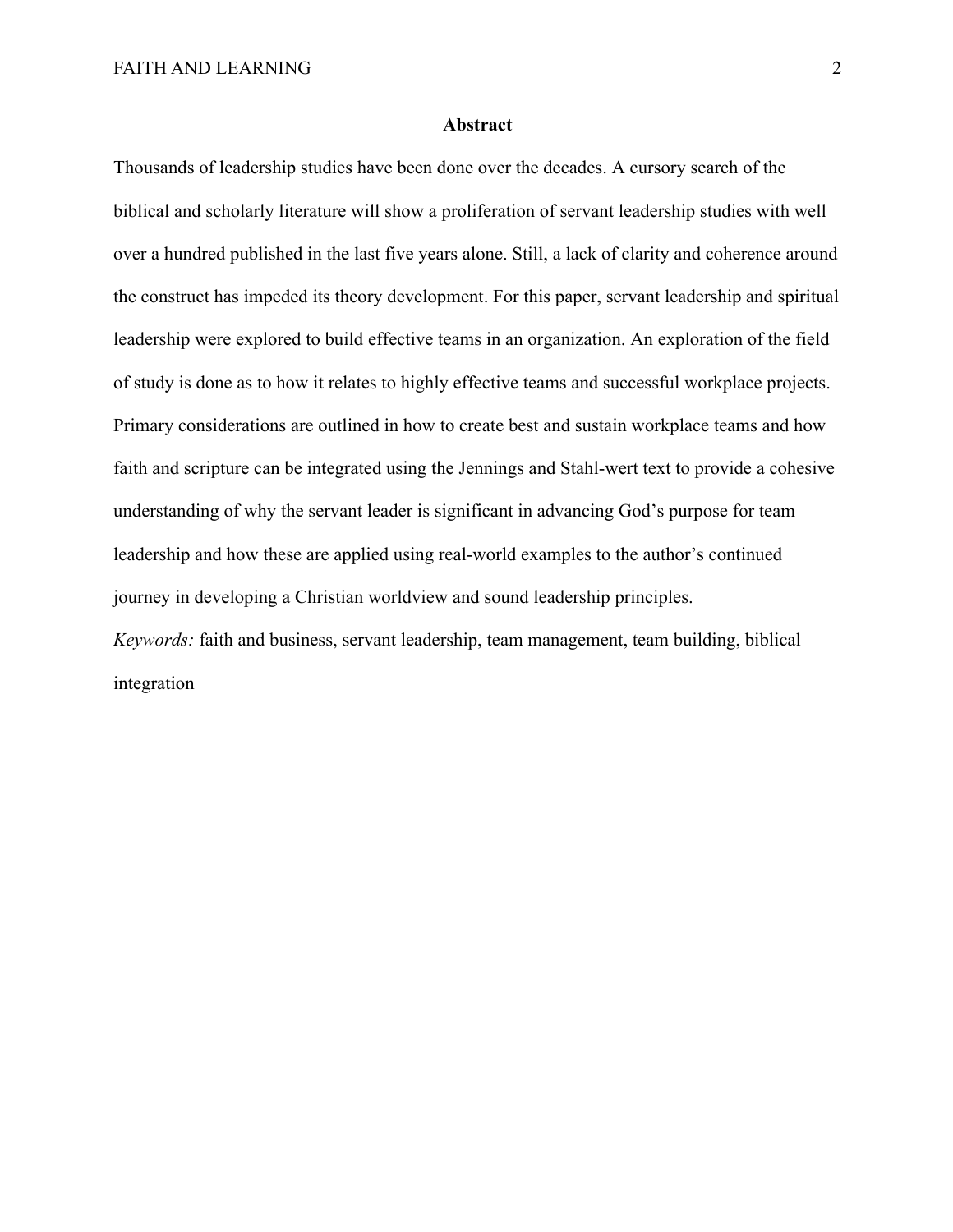## Abstract

Thousands of leadership studies have been done over the decades. A cursory search of the biblical and scholarly literature will show a proliferation of servant leadership studies with well over a hundred published in the last five years alone. Still, a lack of clarity and coherence around the construct has impeded its theory development. For this paper, servant leadership and spiritual leadership were explored to build effective teams in an organization. An exploration of the field of study is done as to how it relates to highly effective teams and successful workplace projects. Primary considerations are outlined in how to create best and sustain workplace teams and how faith and scripture can be integrated using the Jennings and Stahl-wert text to provide a cohesive understanding of why the servant leader is significant in advancing God's purpose for team leadership and how these are applied using real-world examples to the author's continued journey in developing a Christian worldview and sound leadership principles.

*Keywords:* faith and business, servant leadership, team management, team building, biblical integration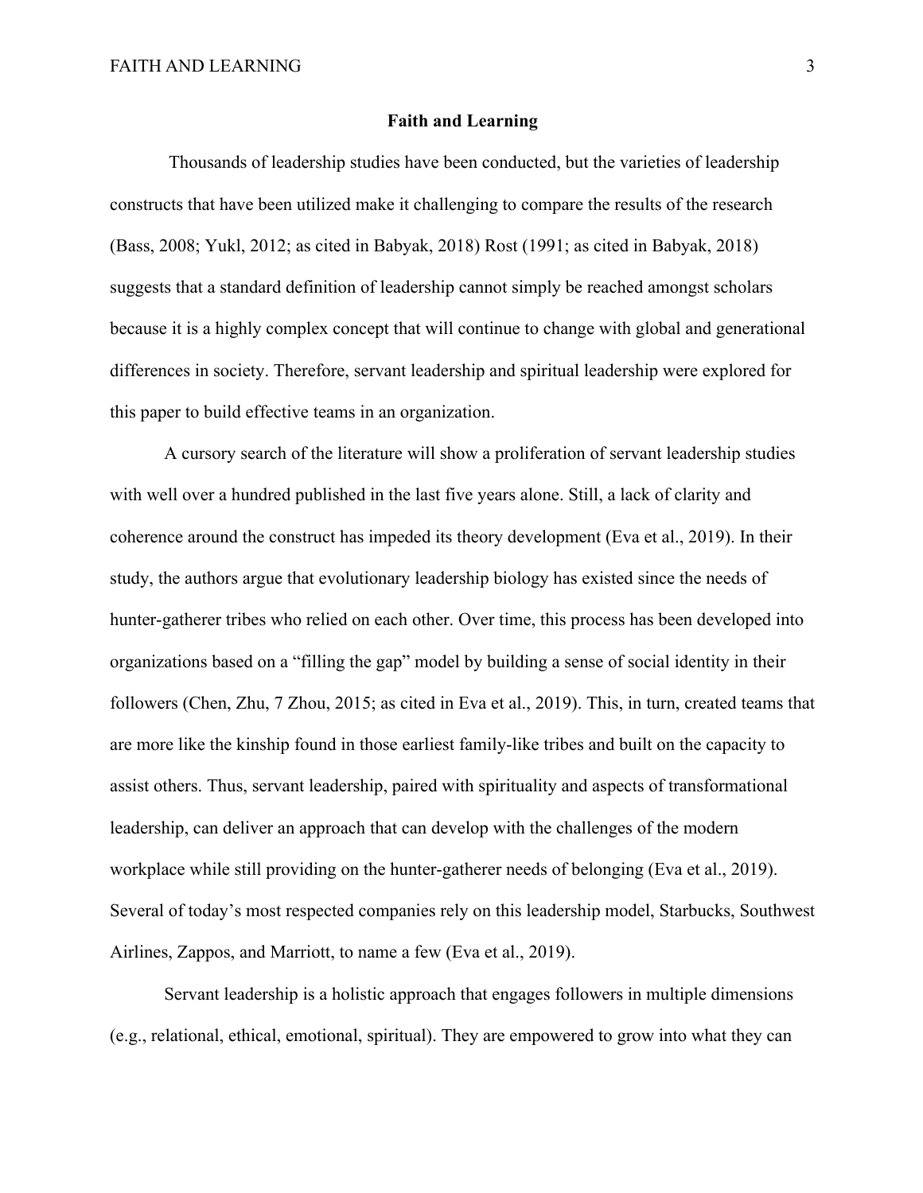# Faith and Learning

Thousands of leadership studies have been conducted, but the varieties of leadership constructs that have been utilized make it challenging to compare the results of the research (Bass, 2008; Yukl, 2012; as cited in Babyak, 2018) Rost (1991; as cited in Babyak, 2018) suggests that a standard definition of leadership cannot simply be reached amongst scholars because it is a highly complex concept that will continue to change with global and generational differences in society. Therefore, servant leadership and spiritual leadership were explored for this paper to build effective teams in an organization.

A cursory search of the literature will show a proliferation of servant leadership studies with well over a hundred published in the last five years alone. Still, a lack of clarity and coherence around the construct has impeded its theory development (Eva et al., 2019). In their study, the authors argue that evolutionary leadership biology has existed since the needs of hunter-gatherer tribes who relied on each other. Over time, this process has been developed into organizations based on a "filling the gap" model by building a sense of social identity in their followers (Chen, Zhu, 7 Zhou, 2015; as cited in Eva et al., 2019). This, in turn, created teams that are more like the kinship found in those earliest family-like tribes and built on the capacity to assist others. Thus, servant leadership, paired with spirituality and aspects of transformational leadership, can deliver an approach that can develop with the challenges of the modern workplace while still providing on the hunter-gatherer needs of belonging (Eva et al., 2019). Several of today's most respected companies rely on this leadership model, Starbucks, Southwest Airlines, Zappos, and Marriott, to name a few (Eva et al., 2019).

Servant leadership is a holistic approach that engages followers in multiple dimensions (e.g., relational, ethical, emotional, spiritual). They are empowered to grow into what they can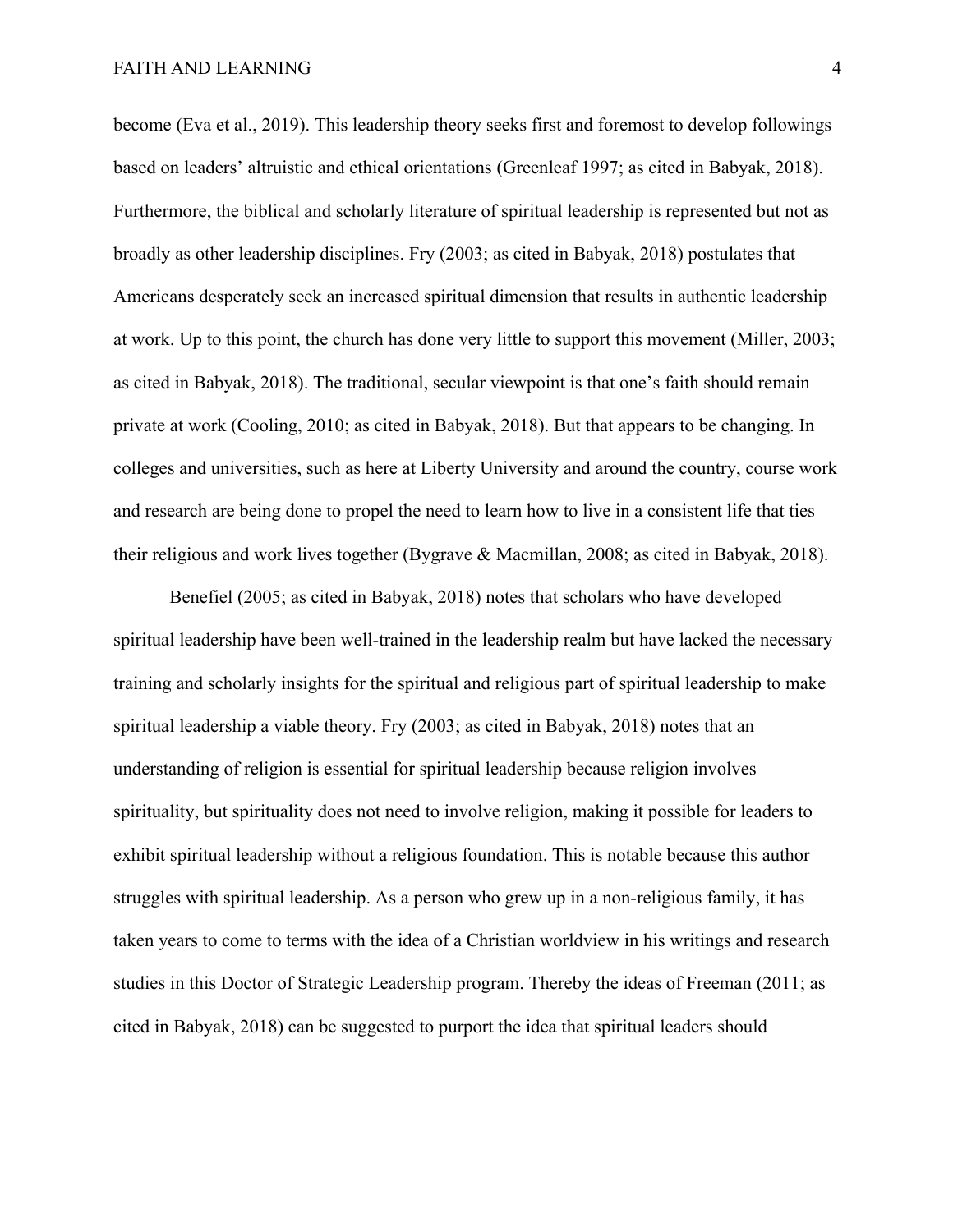become (Eva et al., 2019). This leadership theory seeks first and foremost to develop followings based on leaders' altruistic and ethical orientations (Greenleaf 1997; as cited in Babyak, 2018). Furthermore, the biblical and scholarly literature of spiritual leadership is represented but not as broadly as other leadership disciplines. Fry (2003; as cited in Babyak, 2018) postulates that Americans desperately seek an increased spiritual dimension that results in authentic leadership at work. Up to this point, the church has done very little to support this movement (Miller, 2003; as cited in Babyak, 2018). The traditional, secular viewpoint is that one's faith should remain private at work (Cooling, 2010; as cited in Babyak, 2018). But that appears to be changing. In colleges and universities, such as here at Liberty University and around the country, course work and research are being done to propel the need to learn how to live in a consistent life that ties their religious and work lives together (Bygrave & Macmillan, 2008; as cited in Babyak, 2018).

Benefiel (2005; as cited in Babyak, 2018) notes that scholars who have developed spiritual leadership have been well-trained in the leadership realm but have lacked the necessary training and scholarly insights for the spiritual and religious part of spiritual leadership to make spiritual leadership a viable theory. Fry (2003; as cited in Babyak, 2018) notes that an understanding of religion is essential for spiritual leadership because religion involves spirituality, but spirituality does not need to involve religion, making it possible for leaders to exhibit spiritual leadership without a religious foundation. This is notable because this author struggles with spiritual leadership. As a person who grew up in a non-religious family, it has taken years to come to terms with the idea of a Christian worldview in his writings and research studies in this Doctor of Strategic Leadership program. Thereby the ideas of Freeman (2011; as cited in Babyak, 2018) can be suggested to purport the idea that spiritual leaders should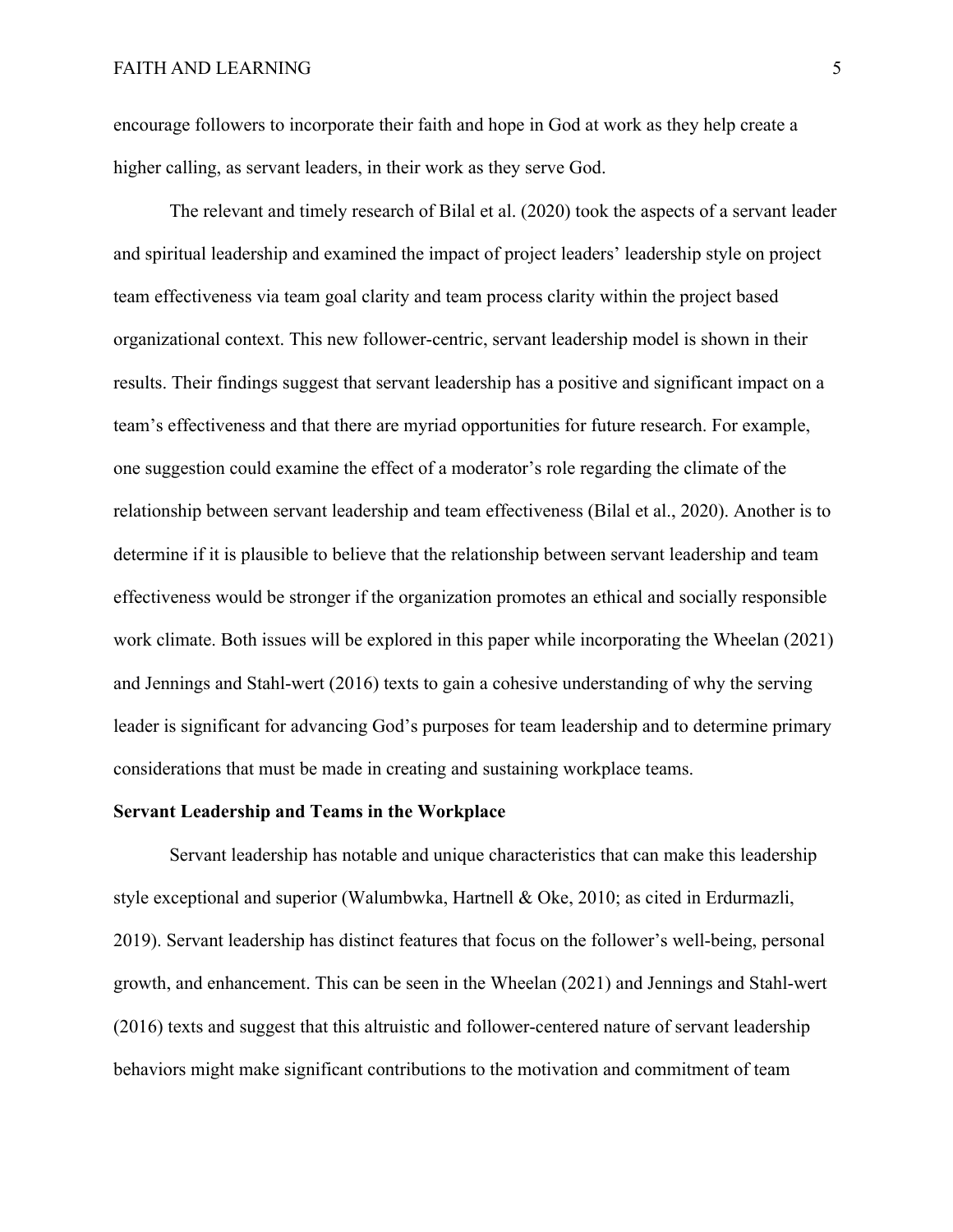encourage followers to incorporate their faith and hope in God at work as they help create a higher calling, as servant leaders, in their work as they serve God.

The relevant and timely research of Bilal et al. (2020) took the aspects of a servant leader and spiritual leadership and examined the impact of project leaders' leadership style on project team effectiveness via team goal clarity and team process clarity within the project based organizational context. This new follower-centric, servant leadership model is shown in their results. Their findings suggest that servant leadership has a positive and significant impact on a team's effectiveness and that there are myriad opportunities for future research. For example, one suggestion could examine the effect of a moderator's role regarding the climate of the relationship between servant leadership and team effectiveness (Bilal et al., 2020). Another is to determine if it is plausible to believe that the relationship between servant leadership and team effectiveness would be stronger if the organization promotes an ethical and socially responsible work climate. Both issues will be explored in this paper while incorporating the Wheelan (2021) and Jennings and Stahl-wert (2016) texts to gain a cohesive understanding of why the serving leader is significant for advancing God's purposes for team leadership and to determine primary considerations that must be made in creating and sustaining workplace teams.

**Servant Leadership and Teams in the Workplace**

Servant leadership has notable and unique characteristics that can make this leadership style exceptional and superior (Walumbwka, Hartnell & Oke, 2010; as cited in Erdurmazli, 2019). Servant leadership has distinct features that focus on the follower's well-being, personal growth, and enhancement. This can be seen in the Wheelan (2021) and Jennings and Stahl-wert (2016) texts and suggest that this altruistic and follower-centered nature of servant leadership behaviors might make significant contributions to the motivation and commitment of team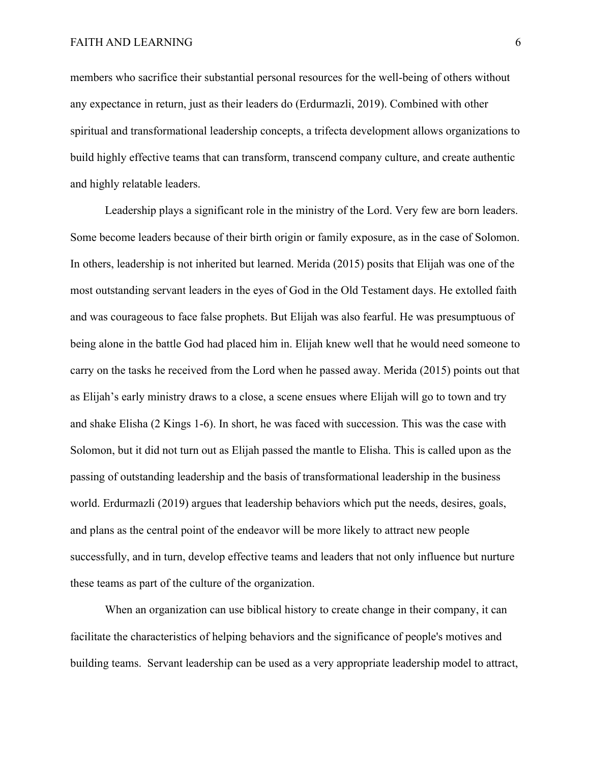members who sacrifice their substantial personal resources for the well-being of others without any expectance in return, just as their leaders do (Erdurmazli, 2019). Combined with other spiritual and transformational leadership concepts, a trifecta development allows organizations to build highly effective teams that can transform, transcend company culture, and create authentic and highly relatable leaders.

Leadership plays a significant role in the ministry of the Lord. Very few are born leaders. Some become leaders because of their birth origin or family exposure, as in the case of Solomon. In others, leadership is not inherited but learned. Merida (2015) posits that Elijah was one of the most outstanding servant leaders in the eyes of God in the Old Testament days. He extolled faith and was courageous to face false prophets. But Elijah was also fearful. He was presumptuous of being alone in the battle God had placed him in. Elijah knew well that he would need someone to carry on the tasks he received from the Lord when he passed away. Merida (2015) points out that as Elijah's early ministry draws to a close, a scene ensues where Elijah will go to town and try and shake Elisha (2 Kings 1-6). In short, he was faced with succession. This was the case with Solomon, but it did not turn out as Elijah passed the mantle to Elisha. This is called upon as the passing of outstanding leadership and the basis of transformational leadership in the business world. Erdurmazli (2019) argues that leadership behaviors which put the needs, desires, goals, and plans as the central point of the endeavor will be more likely to attract new people successfully, and in turn, develop effective teams and leaders that not only influence but nurture these teams as part of the culture of the organization.

When an organization can use biblical history to create change in their company, it can facilitate the characteristics of helping behaviors and the significance of people's motives and building teams. Servant leadership can be used as a very appropriate leadership model to attract,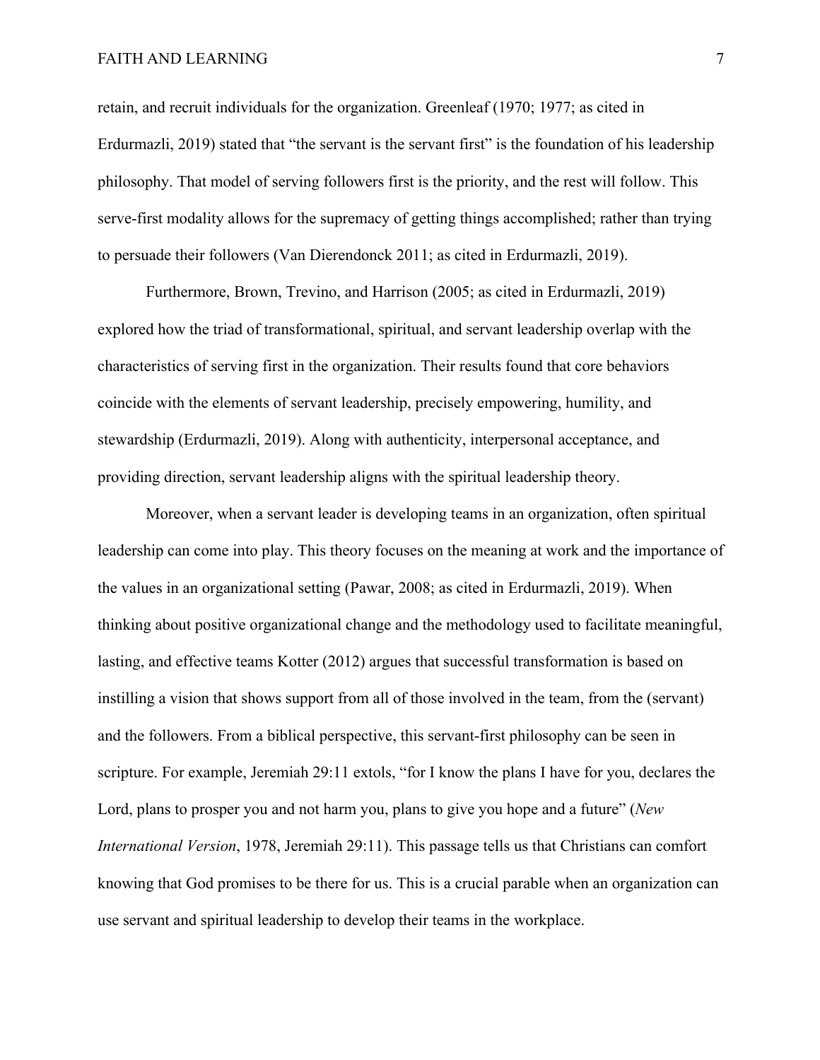retain, and recruit individuals for the organization. Greenleaf (1970; 1977; as cited in Erdurmazli, 2019) stated that "the servant is the servant first" is the foundation of his leadership philosophy. That model of serving followers first is the priority, and the rest will follow. This serve-first modality allows for the supremacy of getting things accomplished; rather than trying to persuade their followers (Van Dierendonck 2011; as cited in Erdurmazli, 2019).

Furthermore, Brown, Trevino, and Harrison (2005; as cited in Erdurmazli, 2019) explored how the triad of transformational, spiritual, and servant leadership overlap with the characteristics of serving first in the organization. Their results found that core behaviors coincide with the elements of servant leadership, precisely empowering, humility, and stewardship (Erdurmazli, 2019). Along with authenticity, interpersonal acceptance, and providing direction, servant leadership aligns with the spiritual leadership theory.

Moreover, when a servant leader is developing teams in an organization, often spiritual leadership can come into play. This theory focuses on the meaning at work and the importance of the values in an organizational setting (Pawar, 2008; as cited in Erdurmazli, 2019). When thinking about positive organizational change and the methodology used to facilitate meaningful, lasting, and effective teams Kotter (2012) argues that successful transformation is based on instilling a vision that shows support from all of those involved in the team, from the (servant) and the followers. From a biblical perspective, this servant-first philosophy can be seen in scripture. For example, Jeremiah 29:11 extols, "for I know the plans I have for you, declares the Lord, plans to prosper you and not harm you, plans to give you hope and a future" (*New International Version*, 1978, Jeremiah 29:11). This passage tells us that Christians can comfort knowing that God promises to be there for us. This is a crucial parable when an organization can use servant and spiritual leadership to develop their teams in the workplace.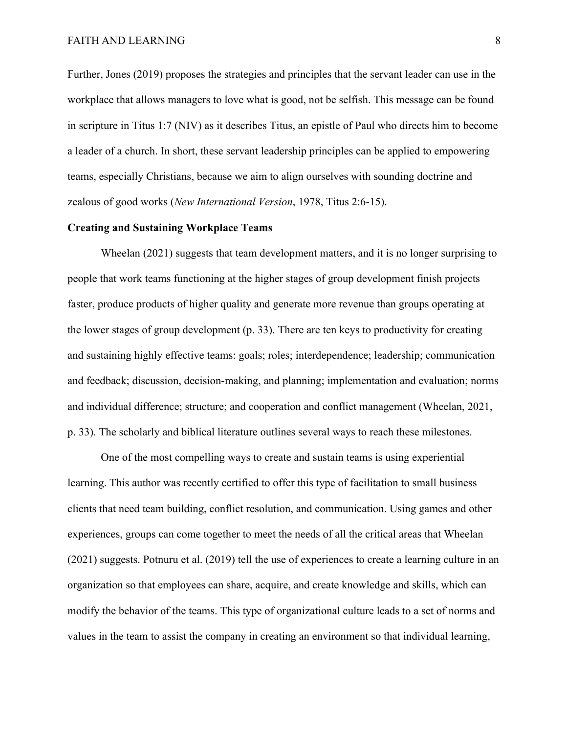Further, Jones (2019) proposes the strategies and principles that the servant leader can use in the workplace that allows managers to love what is good, not be selfish. This message can be found in scripture in Titus 1:7 (NIV) as it describes Titus, an epistle of Paul who directs him to become a leader of a church. In short, these servant leadership principles can be applied to empowering teams, especially Christians, because we aim to align ourselves with sounding doctrine and zealous of good works (*New International Version*, 1978, Titus 2:6-15).

**Creating and Sustaining Workplace Teams**

Wheelan (2021) suggests that team development matters, and it is no longer surprising to people that work teams functioning at the higher stages of group development finish projects faster, produce products of higher quality and generate more revenue than groups operating at the lower stages of group development (p. 33). There are ten keys to productivity for creating and sustaining highly effective teams: goals; roles; interdependence; leadership; communication and feedback; discussion, decision-making, and planning; implementation and evaluation; norms and individual difference; structure; and cooperation and conflict management (Wheelan, 2021, p. 33). The scholarly and biblical literature outlines several ways to reach these milestones.

One of the most compelling ways to create and sustain teams is using experiential learning. This author was recently certified to offer this type of facilitation to small business clients that need team building, conflict resolution, and communication. Using games and other experiences, groups can come together to meet the needs of all the critical areas that Wheelan (2021) suggests. Potnuru et al. (2019) tell the use of experiences to create a learning culture in an organization so that employees can share, acquire, and create knowledge and skills, which can modify the behavior of the teams. This type of organizational culture leads to a set of norms and values in the team to assist the company in creating an environment so that individual learning,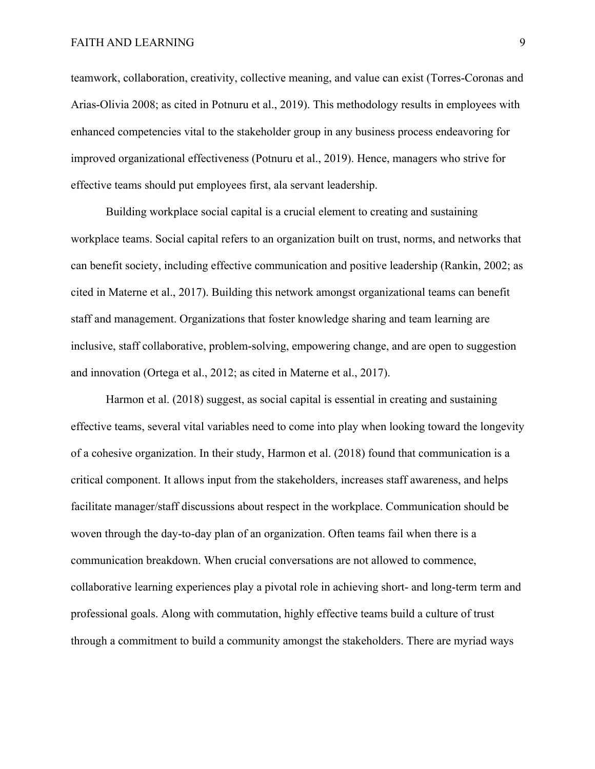teamwork, collaboration, creativity, collective meaning, and value can exist (Torres-Coronas and Arias-Olivia 2008; as cited in Potnuru et al., 2019). This methodology results in employees with enhanced competencies vital to the stakeholder group in any business process endeavoring for improved organizational effectiveness (Potnuru et al., 2019). Hence, managers who strive for effective teams should put employees first, ala servant leadership.

Building workplace social capital is a crucial element to creating and sustaining workplace teams. Social capital refers to an organization built on trust, norms, and networks that can benefit society, including effective communication and positive leadership (Rankin, 2002; as cited in Materne et al., 2017). Building this network amongst organizational teams can benefit staff and management. Organizations that foster knowledge sharing and team learning are inclusive, staff collaborative, problem-solving, empowering change, and are open to suggestion and innovation (Ortega et al., 2012; as cited in Materne et al., 2017).

Harmon et al. (2018) suggest, as social capital is essential in creating and sustaining effective teams, several vital variables need to come into play when looking toward the longevity of a cohesive organization. In their study, Harmon et al. (2018) found that communication is a critical component. It allows input from the stakeholders, increases staff awareness, and helps facilitate manager/staff discussions about respect in the workplace. Communication should be woven through the day-to-day plan of an organization. Often teams fail when there is a communication breakdown. When crucial conversations are not allowed to commence, collaborative learning experiences play a pivotal role in achieving short- and long-term term and professional goals. Along with commutation, highly effective teams build a culture of trust through a commitment to build a community amongst the stakeholders. There are myriad ways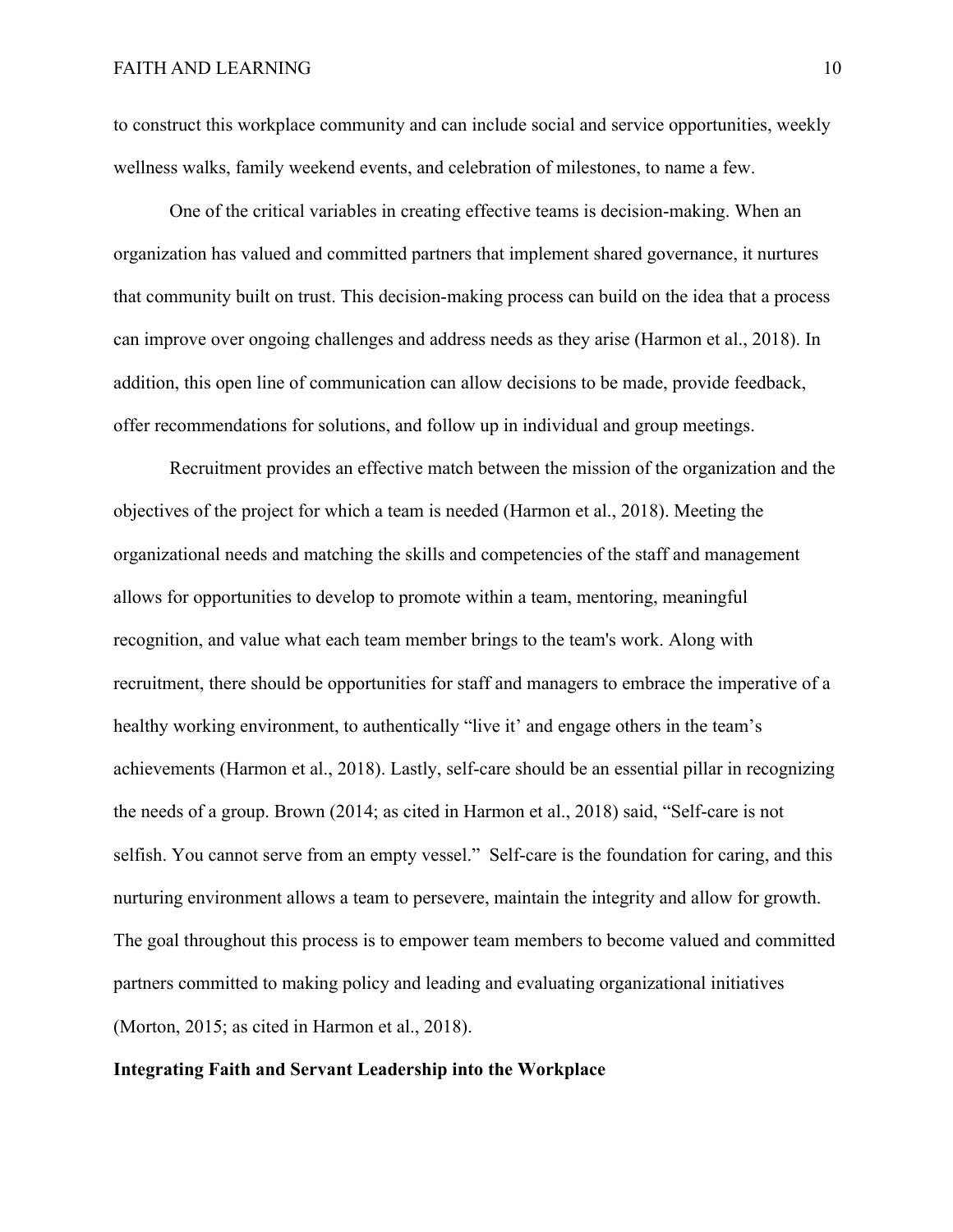to construct this workplace community and can include social and service opportunities, weekly wellness walks, family weekend events, and celebration of milestones, to name a few.

One of the critical variables in creating effective teams is decision-making. When an organization has valued and committed partners that implement shared governance, it nurtures that community built on trust. This decision-making process can build on the idea that a process can improve over ongoing challenges and address needs as they arise (Harmon et al., 2018). In addition, this open line of communication can allow decisions to be made, provide feedback, offer recommendations for solutions, and follow up in individual and group meetings.

Recruitment provides an effective match between the mission of the organization and the objectives of the project for which a team is needed (Harmon et al., 2018). Meeting the organizational needs and matching the skills and competencies of the staff and management allows for opportunities to develop to promote within a team, mentoring, meaningful recognition, and value what each team member brings to the team's work. Along with recruitment, there should be opportunities for staff and managers to embrace the imperative of a healthy working environment, to authentically "live it' and engage others in the team's achievements (Harmon et al., 2018). Lastly, self-care should be an essential pillar in recognizing the needs of a group. Brown (2014; as cited in Harmon et al., 2018) said, "Self-care is not selfish. You cannot serve from an empty vessel." Self-care is the foundation for caring, and this nurturing environment allows a team to persevere, maintain the integrity and allow for growth. The goal throughout this process is to empower team members to become valued and committed partners committed to making policy and leading and evaluating organizational initiatives (Morton, 2015; as cited in Harmon et al., 2018).

**Integrating Faith and Servant Leadership into the Workplace**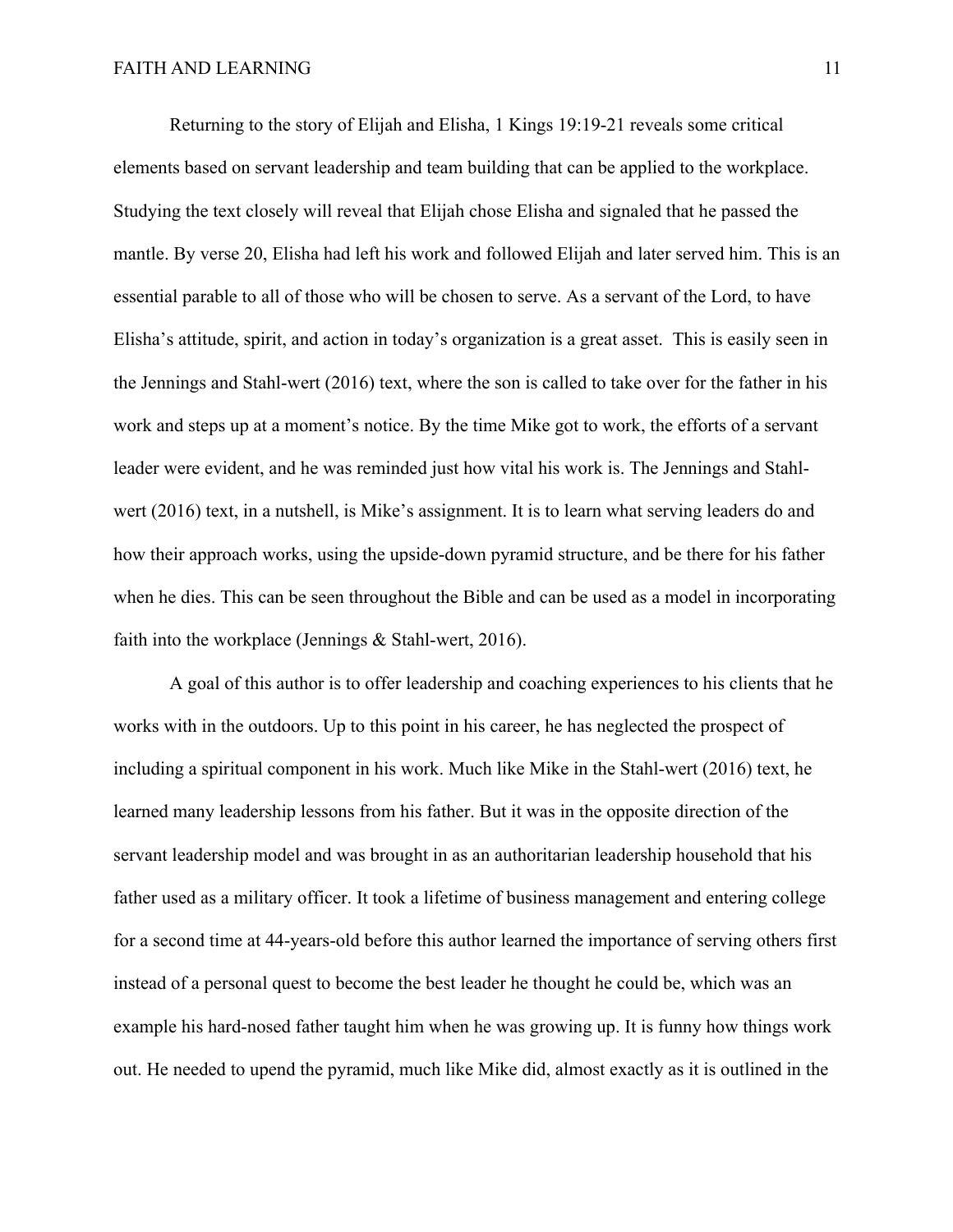Returning to the story of Elijah and Elisha, 1 Kings 19:19-21 reveals some critical elements based on servant leadership and team building that can be applied to the workplace. Studying the text closely will reveal that Elijah chose Elisha and signaled that he passed the mantle. By verse 20, Elisha had left his work and followed Elijah and later served him. This is an essential parable to all of those who will be chosen to serve. As a servant of the Lord, to have Elisha's attitude, spirit, and action in today's organization is a great asset. This is easily seen in the Jennings and Stahl-wert (2016) text, where the son is called to take over for the father in his work and steps up at a moment's notice. By the time Mike got to work, the efforts of a servant leader were evident, and he was reminded just how vital his work is. The Jennings and Stahl-wert (2016) text, in a nutshell, is Mike's assignment. It is to learn what serving leaders do and how their approach works, using the upside-down pyramid structure, and be there for his father when he dies. This can be seen throughout the Bible and can be used as a model in incorporating faith into the workplace (Jennings & Stahl-wert, 2016).

A goal of this author is to offer leadership and coaching experiences to his clients that he works with in the outdoors. Up to this point in his career, he has neglected the prospect of including a spiritual component in his work. Much like Mike in the Stahl-wert (2016) text, he learned many leadership lessons from his father. But it was in the opposite direction of the servant leadership model and was brought in as an authoritarian leadership household that his father used as a military officer. It took a lifetime of business management and entering college for a second time at 44-years-old before this author learned the importance of serving others first instead of a personal quest to become the best leader he thought he could be, which was an example his hard-nosed father taught him when he was growing up. It is funny how things work out. He needed to upend the pyramid, much like Mike did, almost exactly as it is outlined in the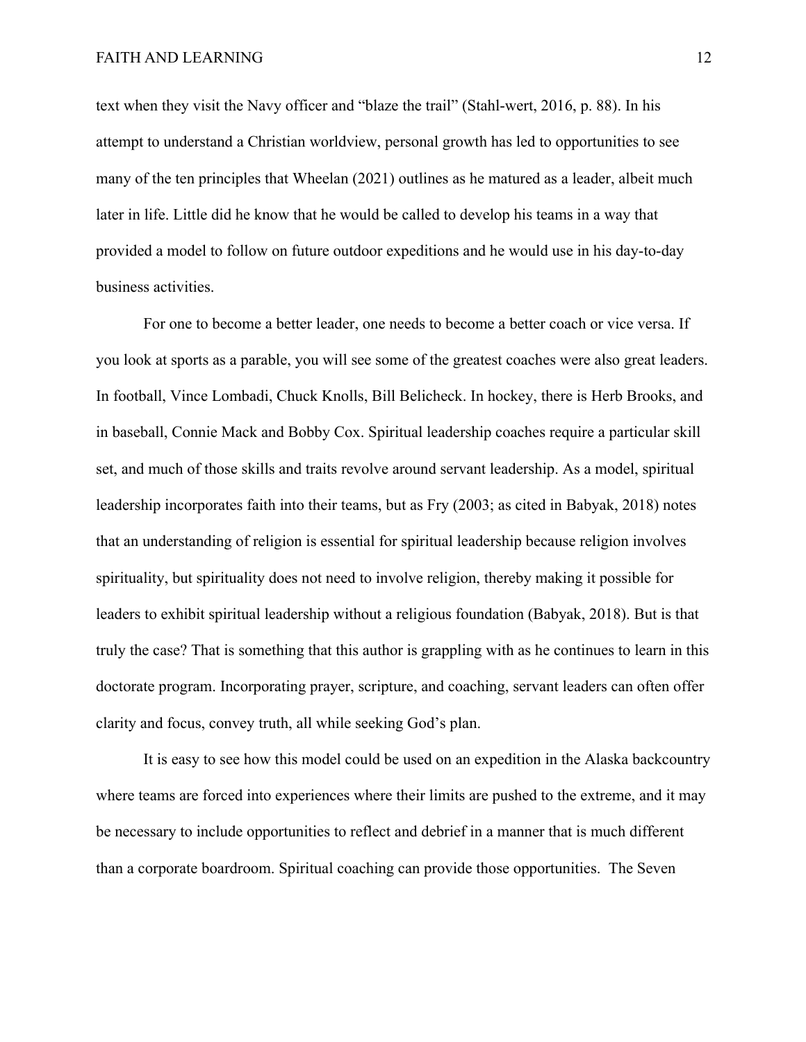text when they visit the Navy officer and "blaze the trail" (Stahl-wert, 2016, p. 88). In his attempt to understand a Christian worldview, personal growth has led to opportunities to see many of the ten principles that Wheelan (2021) outlines as he matured as a leader, albeit much later in life. Little did he know that he would be called to develop his teams in a way that provided a model to follow on future outdoor expeditions and he would use in his day-to-day business activities.

For one to become a better leader, one needs to become a better coach or vice versa. If you look at sports as a parable, you will see some of the greatest coaches were also great leaders. In football, Vince Lombadi, Chuck Knolls, Bill Belicheck. In hockey, there is Herb Brooks, and in baseball, Connie Mack and Bobby Cox. Spiritual leadership coaches require a particular skill set, and much of those skills and traits revolve around servant leadership. As a model, spiritual leadership incorporates faith into their teams, but as Fry (2003; as cited in Babyak, 2018) notes that an understanding of religion is essential for spiritual leadership because religion involves spirituality, but spirituality does not need to involve religion, thereby making it possible for leaders to exhibit spiritual leadership without a religious foundation (Babyak, 2018). But is that truly the case? That is something that this author is grappling with as he continues to learn in this doctorate program. Incorporating prayer, scripture, and coaching, servant leaders can often offer clarity and focus, convey truth, all while seeking God's plan.

It is easy to see how this model could be used on an expedition in the Alaska backcountry where teams are forced into experiences where their limits are pushed to the extreme, and it may be necessary to include opportunities to reflect and debrief in a manner that is much different than a corporate boardroom. Spiritual coaching can provide those opportunities. The Seven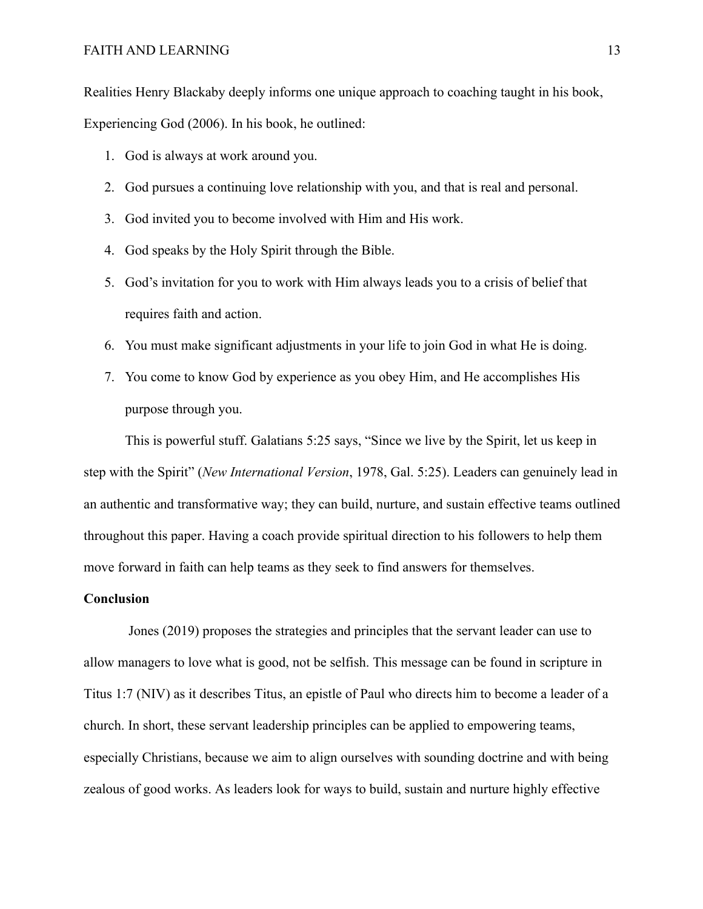Realities Henry Blackaby deeply informs one unique approach to coaching taught in his book, Experiencing God (2006). In his book, he outlined:

1. God is always at work around you.
2. God pursues a continuing love relationship with you, and that is real and personal.
3. God invited you to become involved with Him and His work.
4. God speaks by the Holy Spirit through the Bible.
5. God's invitation for you to work with Him always leads you to a crisis of belief that requires faith and action.
6. You must make significant adjustments in your life to join God in what He is doing.
7. You come to know God by experience as you obey Him, and He accomplishes His purpose through you.

This is powerful stuff. Galatians 5:25 says, "Since we live by the Spirit, let us keep in step with the Spirit" (*New International Version*, 1978, Gal. 5:25). Leaders can genuinely lead in an authentic and transformative way; they can build, nurture, and sustain effective teams outlined throughout this paper. Having a coach provide spiritual direction to his followers to help them move forward in faith can help teams as they seek to find answers for themselves.

**Conclusion**

Jones (2019) proposes the strategies and principles that the servant leader can use to allow managers to love what is good, not be selfish. This message can be found in scripture in Titus 1:7 (NIV) as it describes Titus, an epistle of Paul who directs him to become a leader of a church. In short, these servant leadership principles can be applied to empowering teams, especially Christians, because we aim to align ourselves with sounding doctrine and with being zealous of good works. As leaders look for ways to build, sustain and nurture highly effective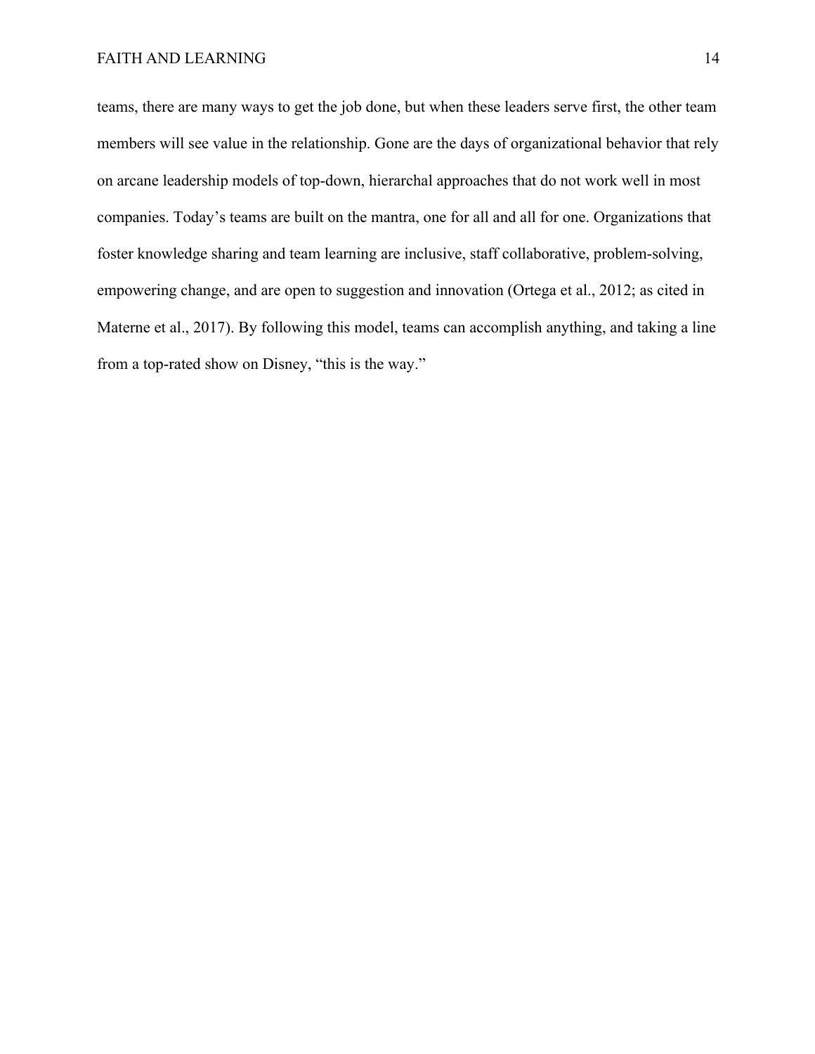teams, there are many ways to get the job done, but when these leaders serve first, the other team members will see value in the relationship. Gone are the days of organizational behavior that rely on arcane leadership models of top-down, hierarchal approaches that do not work well in most companies. Today's teams are built on the mantra, one for all and all for one. Organizations that foster knowledge sharing and team learning are inclusive, staff collaborative, problem-solving, empowering change, and are open to suggestion and innovation (Ortega et al., 2012; as cited in Materne et al., 2017). By following this model, teams can accomplish anything, and taking a line from a top-rated show on Disney, "this is the way."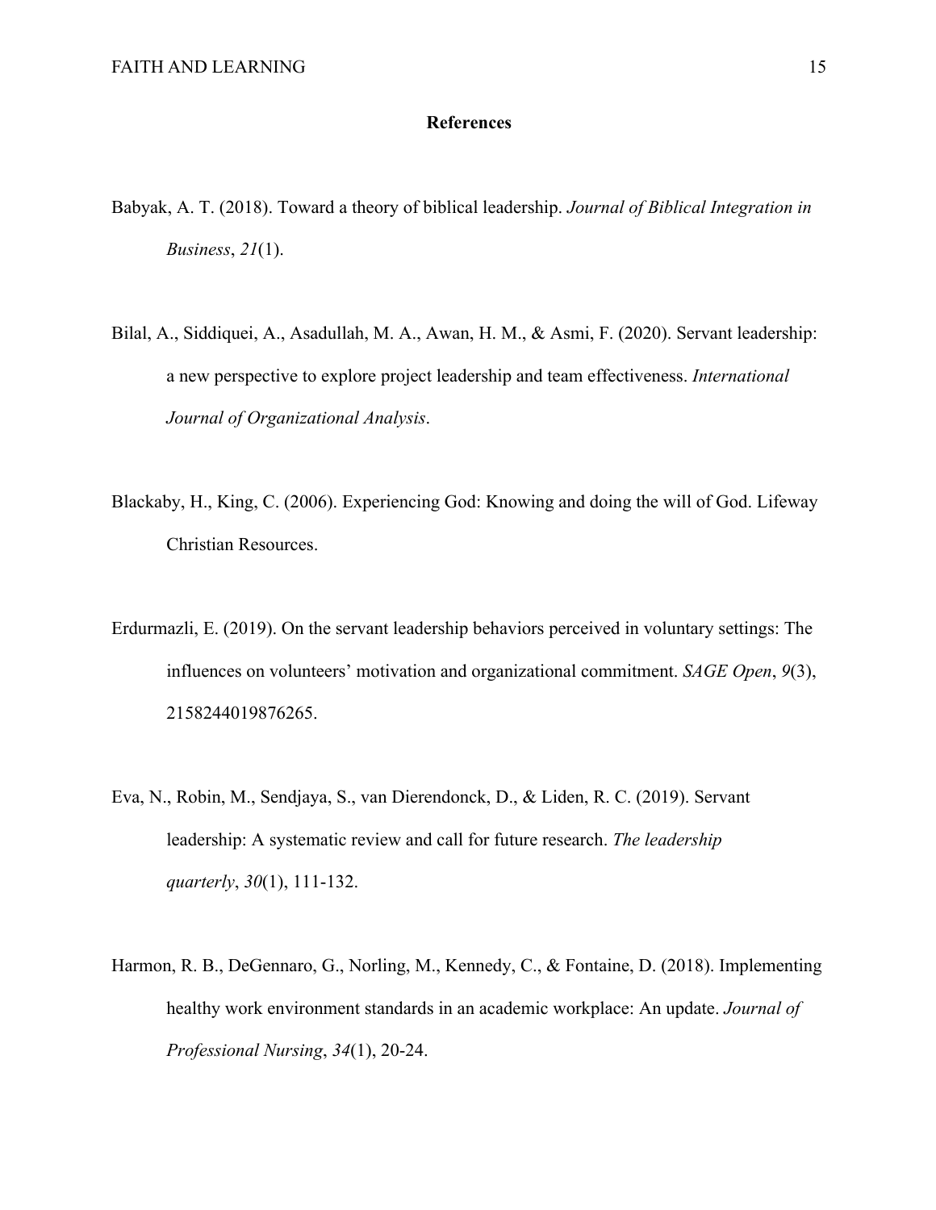**References**

Babyak, A. T. (2018). Toward a theory of biblical leadership. *Journal of Biblical Integration in Business*, *21*(1).

Bilal, A., Siddiquei, A., Asadullah, M. A., Awan, H. M., & Asmi, F. (2020). Servant leadership: a new perspective to explore project leadership and team effectiveness. *International Journal of Organizational Analysis*.

Blackaby, H., King, C. (2006). Experiencing God: Knowing and doing the will of God. Lifeway Christian Resources.

Erdurmazli, E. (2019). On the servant leadership behaviors perceived in voluntary settings: The influences on volunteers' motivation and organizational commitment. *SAGE Open*, *9*(3), 2158244019876265.

Eva, N., Robin, M., Sendjaya, S., van Dierendonck, D., & Liden, R. C. (2019). Servant leadership: A systematic review and call for future research. *The leadership quarterly*, *30*(1), 111-132.

Harmon, R. B., DeGennaro, G., Norling, M., Kennedy, C., & Fontaine, D. (2018). Implementing healthy work environment standards in an academic workplace: An update. *Journal of Professional Nursing*, *34*(1), 20-24.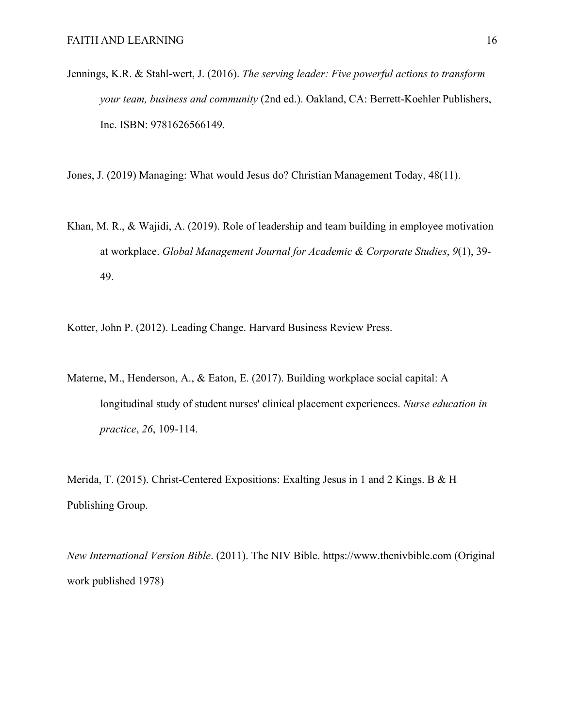Jennings, K.R. & Stahl-wert, J. (2016). *The serving leader: Five powerful actions to transform your team, business and community* (2nd ed.). Oakland, CA: Berrett-Koehler Publishers, Inc. ISBN: 9781626566149.

Jones, J. (2019) Managing: What would Jesus do? Christian Management Today, 48(11).

Khan, M. R., & Wajidi, A. (2019). Role of leadership and team building in employee motivation at workplace. *Global Management Journal for Academic & Corporate Studies*, *9*(1), 39-49.

Kotter, John P. (2012). Leading Change. Harvard Business Review Press.

Materne, M., Henderson, A., & Eaton, E. (2017). Building workplace social capital: A longitudinal study of student nurses' clinical placement experiences. *Nurse education in practice*, *26*, 109-114.

Merida, T. (2015). Christ-Centered Expositions: Exalting Jesus in 1 and 2 Kings. B & H Publishing Group.

*New International Version Bible*. (2011). The NIV Bible. https://www.thenivbible.com (Original work published 1978)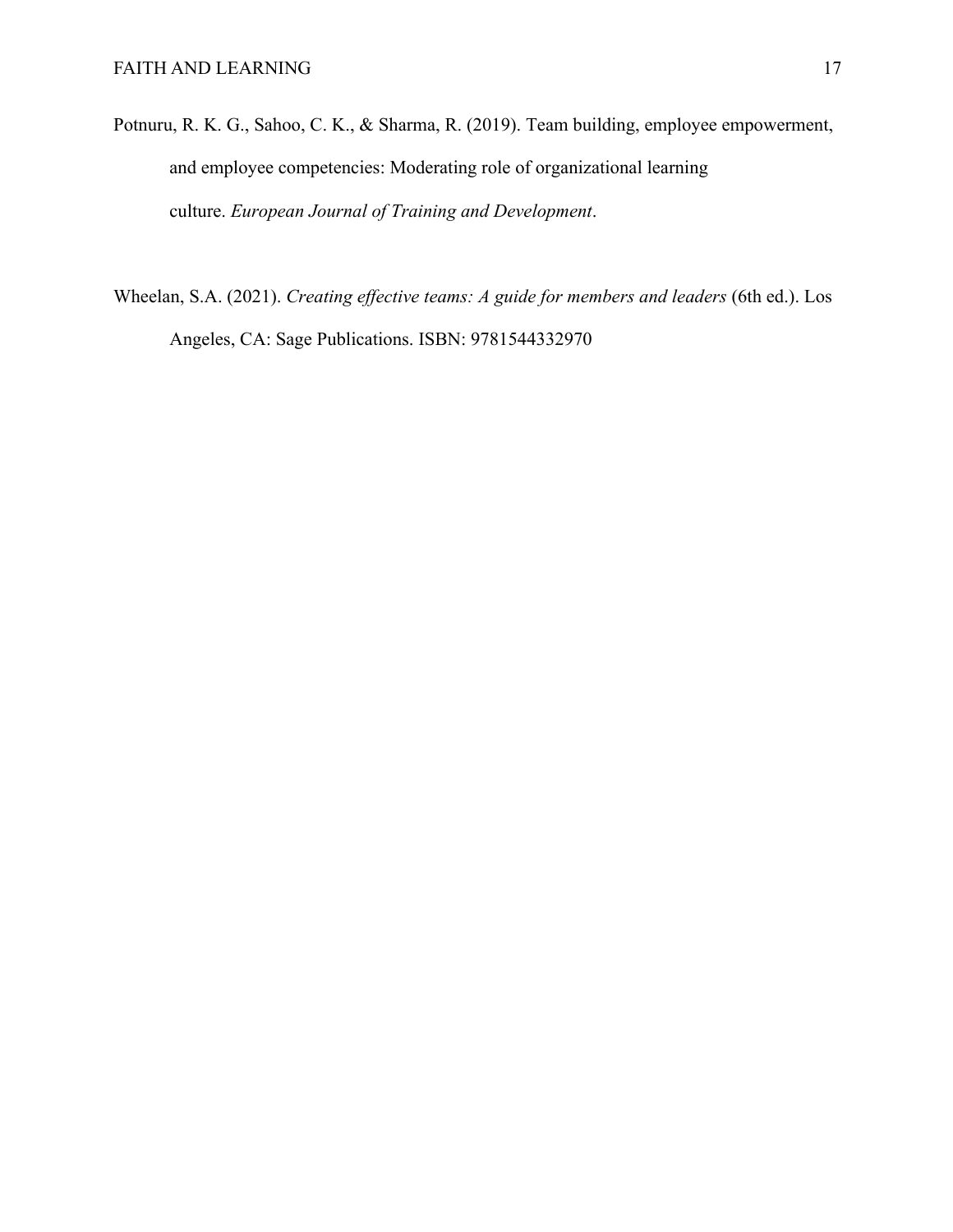Potnuru, R. K. G., Sahoo, C. K., & Sharma, R. (2019). Team building, employee empowerment, and employee competencies: Moderating role of organizational learning culture. *European Journal of Training and Development*.

Wheelan, S.A. (2021). *Creating effective teams: A guide for members and leaders* (6th ed.). Los Angeles, CA: Sage Publications. ISBN: 9781544332970